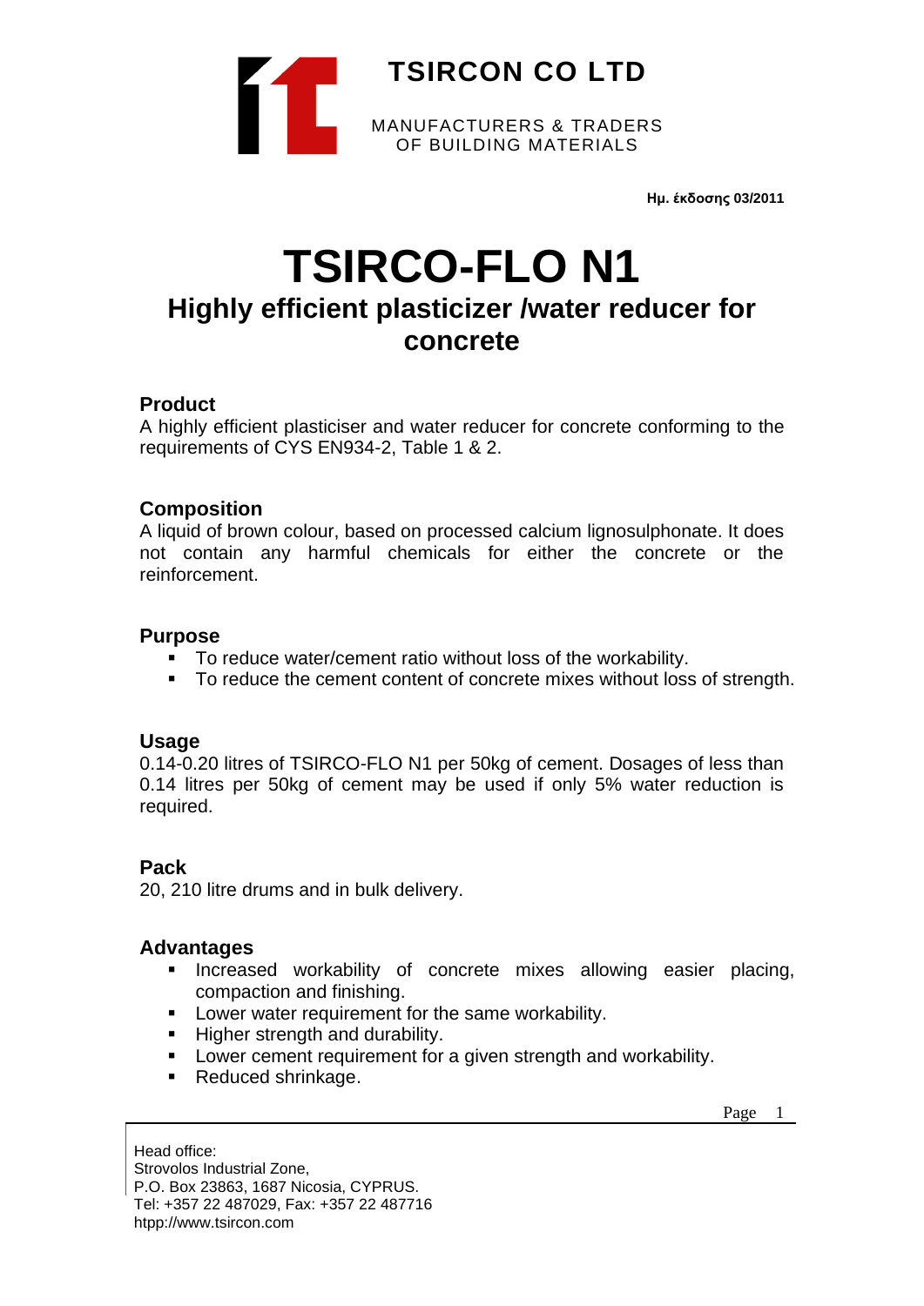**TSIRCON CO LTD**

MANUFACTURERS & TRADERS
OF BUILDING MATERIALS

**Ημ. έκδοσης 03/2011**

# TSIRCO-FLO N1

## Highly efficient plasticizer /water reducer for concrete

### Product

A highly efficient plasticiser and water reducer for concrete conforming to the requirements of CYS EN934-2, Table 1 & 2.

### Composition

A liquid of brown colour, based on processed calcium lignosulphonate. It does not contain any harmful chemicals for either the concrete or the reinforcement.

### Purpose

- To reduce water/cement ratio without loss of the workability.
- To reduce the cement content of concrete mixes without loss of strength.

### Usage

0.14-0.20 litres of TSIRCO-FLO N1 per 50kg of cement. Dosages of less than 0.14 litres per 50kg of cement may be used if only 5% water reduction is required.

### Pack

20, 210 litre drums and in bulk delivery.

### Advantages

- Increased workability of concrete mixes allowing easier placing, compaction and finishing.
- Lower water requirement for the same workability.
- Higher strength and durability.
- Lower cement requirement for a given strength and workability.
- Reduced shrinkage.

Head office:
Strovolos Industrial Zone,
P.O. Box 23863, 1687 Nicosia, CYPRUS.
Tel: +357 22 487029, Fax: +357 22 487716
htpp://www.tsircon.com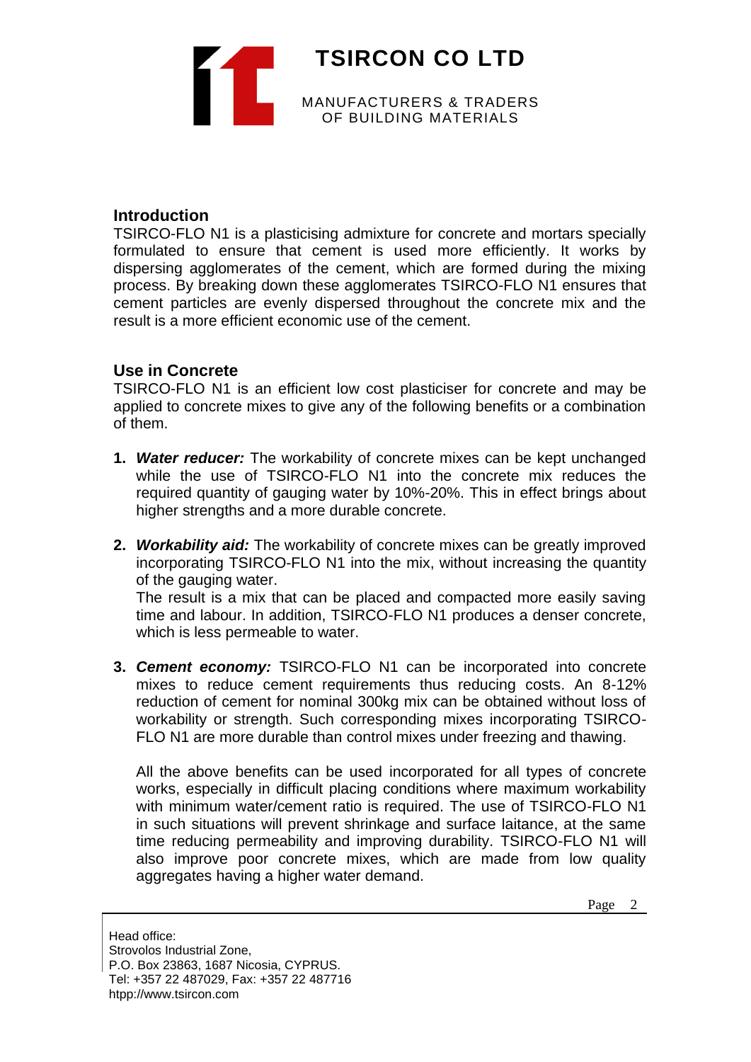## Introduction

TSIRCO-FLO N1 is a plasticising admixture for concrete and mortars specially formulated to ensure that cement is used more efficiently. It works by dispersing agglomerates of the cement, which are formed during the mixing process. By breaking down these agglomerates TSIRCO-FLO N1 ensures that cement particles are evenly dispersed throughout the concrete mix and the result is a more efficient economic use of the cement.

## Use in Concrete

TSIRCO-FLO N1 is an efficient low cost plasticiser for concrete and may be applied to concrete mixes to give any of the following benefits or a combination of them.

1. ***Water reducer:*** The workability of concrete mixes can be kept unchanged while the use of TSIRCO-FLO N1 into the concrete mix reduces the required quantity of gauging water by 10%-20%. This in effect brings about higher strengths and a more durable concrete.

2. ***Workability aid:*** The workability of concrete mixes can be greatly improved incorporating TSIRCO-FLO N1 into the mix, without increasing the quantity of the gauging water.
   The result is a mix that can be placed and compacted more easily saving time and labour. In addition, TSIRCO-FLO N1 produces a denser concrete, which is less permeable to water.

3. ***Cement economy:*** TSIRCO-FLO N1 can be incorporated into concrete mixes to reduce cement requirements thus reducing costs. An 8-12% reduction of cement for nominal 300kg mix can be obtained without loss of workability or strength. Such corresponding mixes incorporating TSIRCO-FLO N1 are more durable than control mixes under freezing and thawing.

   All the above benefits can be used incorporated for all types of concrete works, especially in difficult placing conditions where maximum workability with minimum water/cement ratio is required. The use of TSIRCO-FLO N1 in such situations will prevent shrinkage and surface laitance, at the same time reducing permeability and improving durability. TSIRCO-FLO N1 will also improve poor concrete mixes, which are made from low quality aggregates having a higher water demand.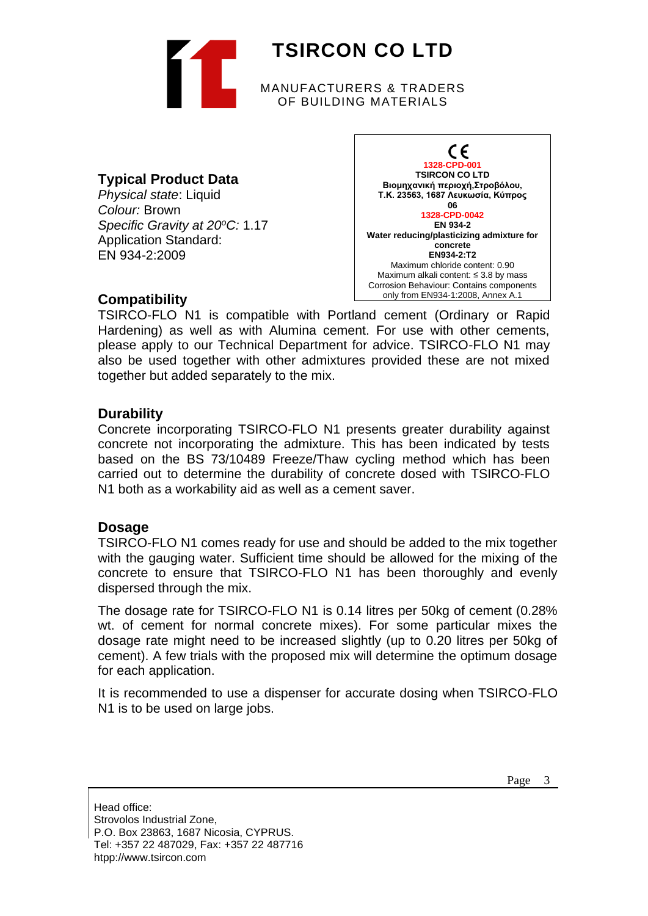# TSIRCON CO LTD

MANUFACTURERS & TRADERS
OF BUILDING MATERIALS

## Typical Product Data

*Physical state*: Liquid
*Colour:* Brown
*Specific Gravity at 20$^{o}$C:* 1.17
Application Standard:
EN 934-2:2009

CE
**1328-CPD-001**
**TSIRCON CO LTD**
**Βιομηχανική περιοχή,Στροβόλου, Τ.Κ. 23563, 1687 Λευκωσία, Κύπρος**
**06**
**1328-CPD-0042**
**EN 934-2**
**Water reducing/plasticizing admixture for concrete**
**EN934-2:T2**
Maximum chloride content: 0.90
Maximum alkali content: ≤ 3.8 by mass
Corrosion Behaviour: Contains components only from EN934-1:2008, Annex A.1

## Compatibility

TSIRCO-FLO N1 is compatible with Portland cement (Ordinary or Rapid Hardening) as well as with Alumina cement. For use with other cements, please apply to our Technical Department for advice. TSIRCO-FLO N1 may also be used together with other admixtures provided these are not mixed together but added separately to the mix.

## Durability

Concrete incorporating TSIRCO-FLO N1 presents greater durability against concrete not incorporating the admixture. This has been indicated by tests based on the BS 73/10489 Freeze/Thaw cycling method which has been carried out to determine the durability of concrete dosed with TSIRCO-FLO N1 both as a workability aid as well as a cement saver.

## Dosage

TSIRCO-FLO N1 comes ready for use and should be added to the mix together with the gauging water. Sufficient time should be allowed for the mixing of the concrete to ensure that TSIRCO-FLO N1 has been thoroughly and evenly dispersed through the mix.

The dosage rate for TSIRCO-FLO N1 is 0.14 litres per 50kg of cement (0.28% wt. of cement for normal concrete mixes). For some particular mixes the dosage rate might need to be increased slightly (up to 0.20 litres per 50kg of cement). A few trials with the proposed mix will determine the optimum dosage for each application.

It is recommended to use a dispenser for accurate dosing when TSIRCO-FLO N1 is to be used on large jobs.

Head office:
Strovolos Industrial Zone,
P.O. Box 23863, 1687 Nicosia, CYPRUS.
Tel: +357 22 487029, Fax: +357 22 487716
htpp://www.tsircon.com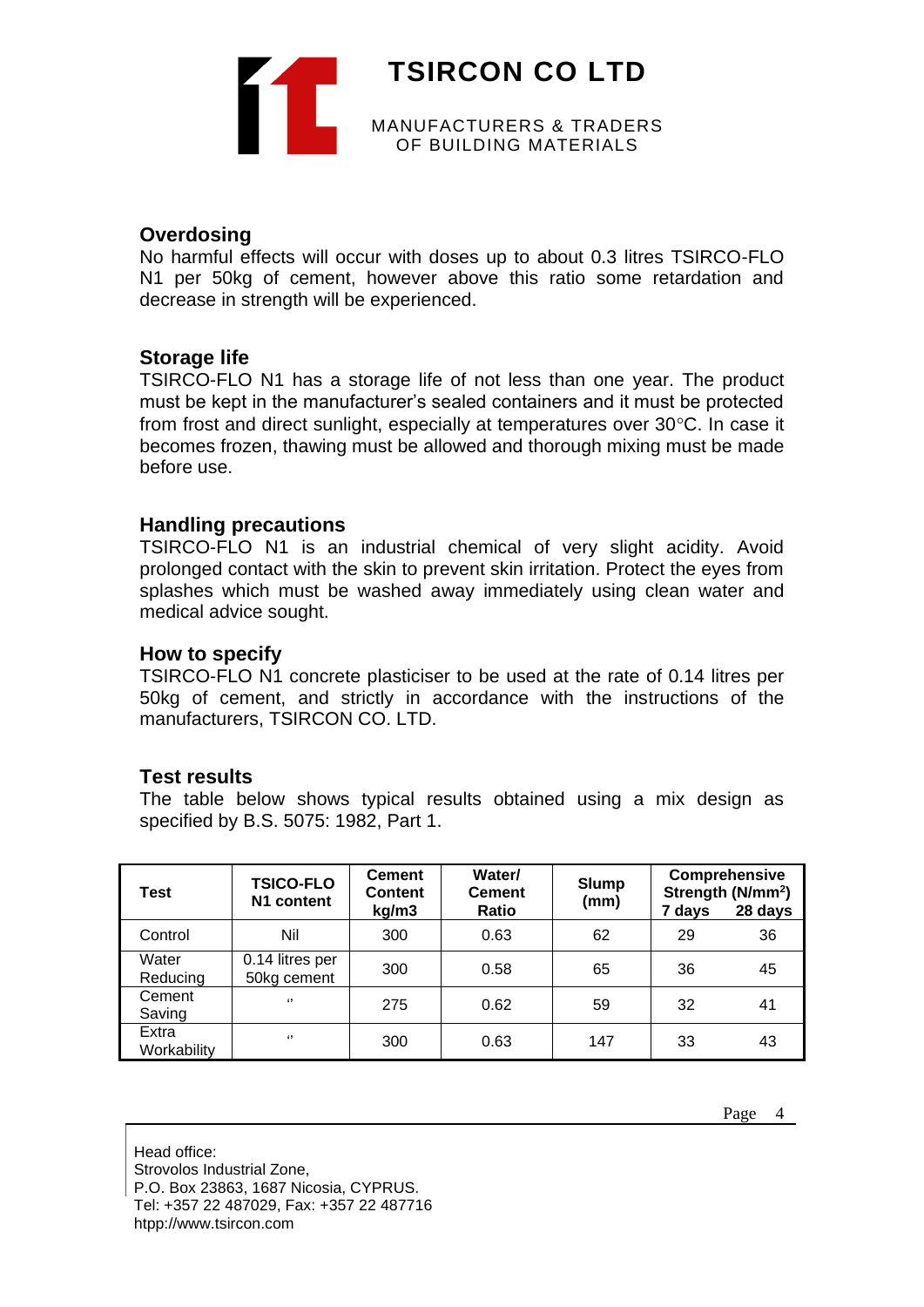# TSIRCON CO LTD

MANUFACTURERS & TRADERS OF BUILDING MATERIALS

## Overdosing

No harmful effects will occur with doses up to about 0.3 litres TSIRCO-FLO N1 per 50kg of cement, however above this ratio some retardation and decrease in strength will be experienced.

## Storage life

TSIRCO-FLO N1 has a storage life of not less than one year. The product must be kept in the manufacturer's sealed containers and it must be protected from frost and direct sunlight, especially at temperatures over 30°C. In case it becomes frozen, thawing must be allowed and thorough mixing must be made before use.

## Handling precautions

TSIRCO-FLO N1 is an industrial chemical of very slight acidity. Avoid prolonged contact with the skin to prevent skin irritation. Protect the eyes from splashes which must be washed away immediately using clean water and medical advice sought.

## How to specify

TSIRCO-FLO N1 concrete plasticiser to be used at the rate of 0.14 litres per 50kg of cement, and strictly in accordance with the instructions of the manufacturers, TSIRCON CO. LTD.

## Test results

The table below shows typical results obtained using a mix design as specified by B.S. 5075: 1982, Part 1.

| Test | TSICO-FLO N1 content | Cement Content kg/m3 | Water/ Cement Ratio | Slump (mm) | Comprehensive Strength (N/mm$^2$) | |
|---|---|---|---|---|---|---|
| | | | | | 7 days | 28 days |
| Control | Nil | 300 | 0.63 | 62 | 29 | 36 |
| Water Reducing | 0.14 litres per 50kg cement | 300 | 0.58 | 65 | 36 | 45 |
| Cement Saving | ‘’ | 275 | 0.62 | 59 | 32 | 41 |
| Extra Workability | ‘’ | 300 | 0.63 | 147 | 33 | 43 |

Head office:
Strovolos Industrial Zone,
P.O. Box 23863, 1687 Nicosia, CYPRUS.
Tel: +357 22 487029, Fax: +357 22 487716
htpp://www.tsircon.com